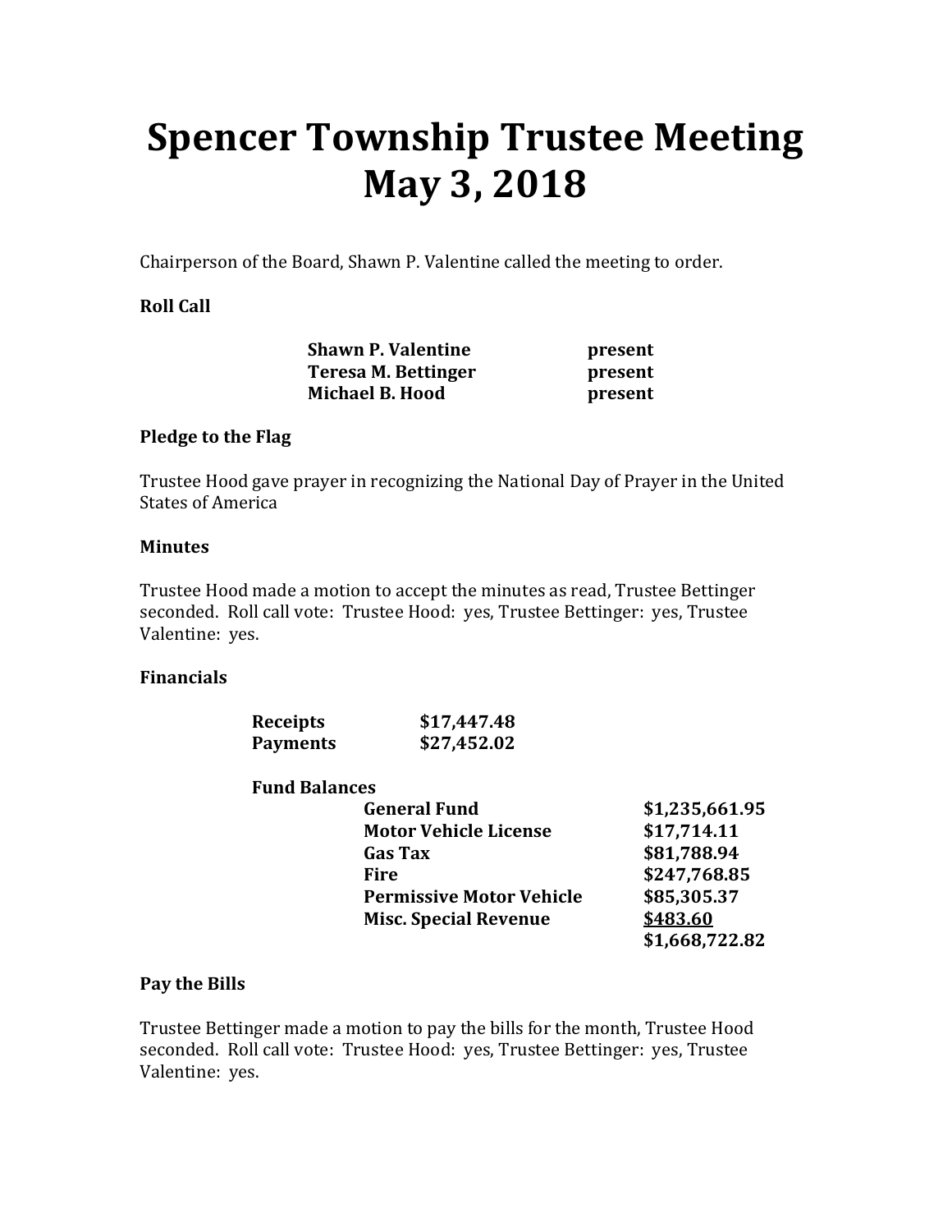# Spencer Township Trustee Meeting
# May 3, 2018

Chairperson of the Board, Shawn P. Valentine called the meeting to order.

**Roll Call**

| | |
|---|---|
| **Shawn P. Valentine** | **present** |
| **Teresa M. Bettinger** | **present** |
| **Michael B. Hood** | **present** |

**Pledge to the Flag**

Trustee Hood gave prayer in recognizing the National Day of Prayer in the United States of America

**Minutes**

Trustee Hood made a motion to accept the minutes as read, Trustee Bettinger seconded. Roll call vote: Trustee Hood: yes, Trustee Bettinger: yes, Trustee Valentine: yes.

**Financials**

| | |
|---|---|
| **Receipts** | **$17,447.48** |
| **Payments** | **$27,452.02** |

**Fund Balances**

| | |
|---|---|
| **General Fund** | **$1,235,661.95** |
| **Motor Vehicle License** | **$17,714.11** |
| **Gas Tax** | **$81,788.94** |
| **Fire** | **$247,768.85** |
| **Permissive Motor Vehicle** | **$85,305.37** |
| **Misc. Special Revenue** | **$483.60** |
| | **$1,668,722.82** |

**Pay the Bills**

Trustee Bettinger made a motion to pay the bills for the month, Trustee Hood seconded. Roll call vote: Trustee Hood: yes, Trustee Bettinger: yes, Trustee Valentine: yes.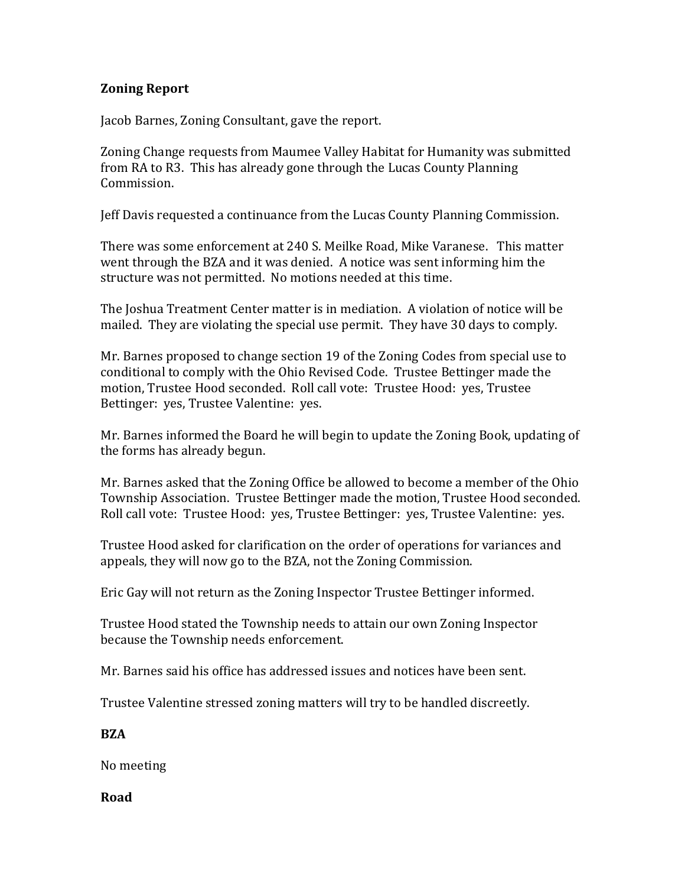**Zoning Report**

Jacob Barnes, Zoning Consultant, gave the report.

Zoning Change requests from Maumee Valley Habitat for Humanity was submitted from RA to R3. This has already gone through the Lucas County Planning Commission.

Jeff Davis requested a continuance from the Lucas County Planning Commission.

There was some enforcement at 240 S. Meilke Road, Mike Varanese. This matter went through the BZA and it was denied. A notice was sent informing him the structure was not permitted. No motions needed at this time.

The Joshua Treatment Center matter is in mediation. A violation of notice will be mailed. They are violating the special use permit. They have 30 days to comply.

Mr. Barnes proposed to change section 19 of the Zoning Codes from special use to conditional to comply with the Ohio Revised Code. Trustee Bettinger made the motion, Trustee Hood seconded. Roll call vote: Trustee Hood: yes, Trustee Bettinger: yes, Trustee Valentine: yes.

Mr. Barnes informed the Board he will begin to update the Zoning Book, updating of the forms has already begun.

Mr. Barnes asked that the Zoning Office be allowed to become a member of the Ohio Township Association. Trustee Bettinger made the motion, Trustee Hood seconded. Roll call vote: Trustee Hood: yes, Trustee Bettinger: yes, Trustee Valentine: yes.

Trustee Hood asked for clarification on the order of operations for variances and appeals, they will now go to the BZA, not the Zoning Commission.

Eric Gay will not return as the Zoning Inspector Trustee Bettinger informed.

Trustee Hood stated the Township needs to attain our own Zoning Inspector because the Township needs enforcement.

Mr. Barnes said his office has addressed issues and notices have been sent.

Trustee Valentine stressed zoning matters will try to be handled discreetly.

**BZA**

No meeting

**Road**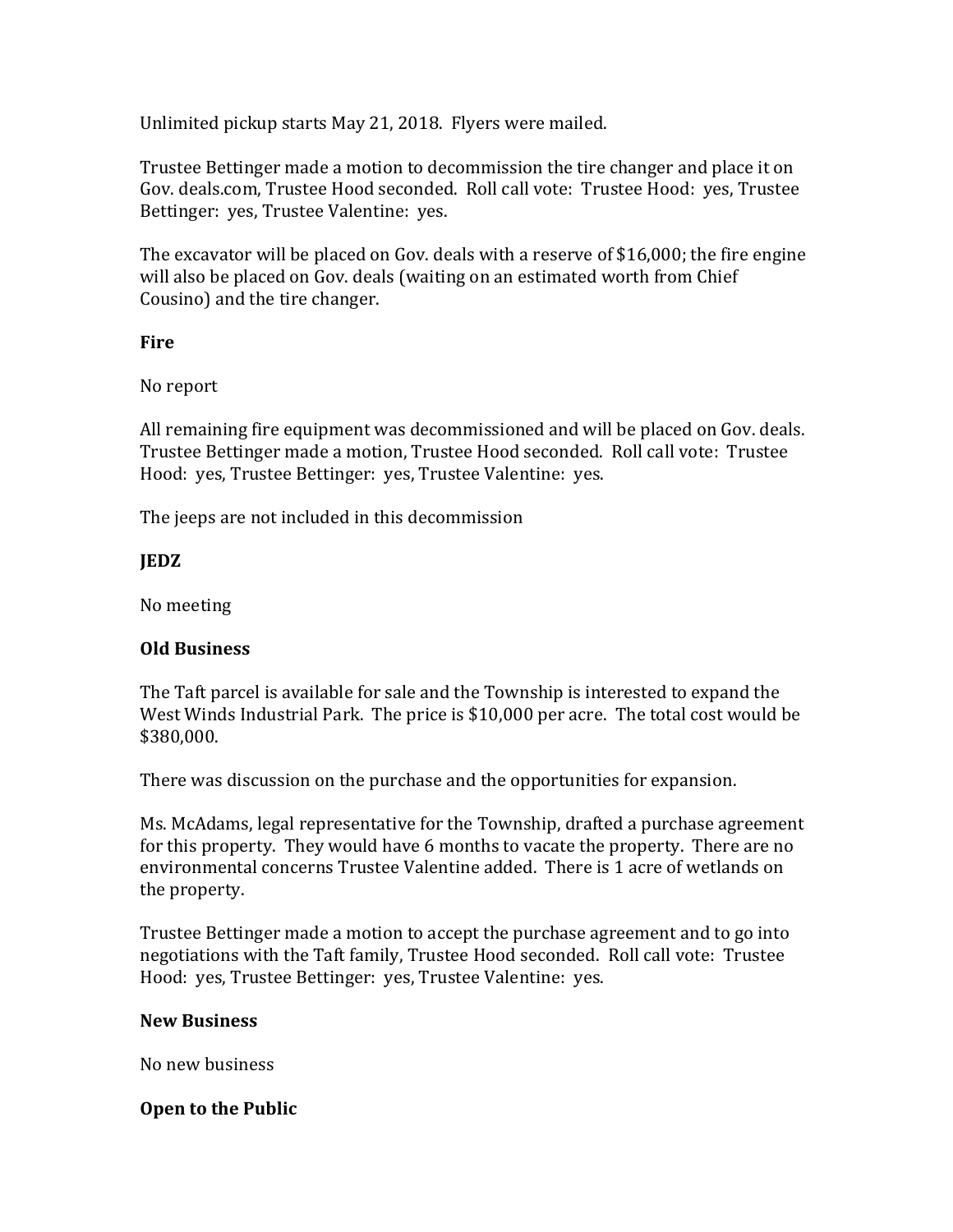Unlimited pickup starts May 21, 2018. Flyers were mailed.

Trustee Bettinger made a motion to decommission the tire changer and place it on Gov. deals.com, Trustee Hood seconded. Roll call vote: Trustee Hood: yes, Trustee Bettinger: yes, Trustee Valentine: yes.

The excavator will be placed on Gov. deals with a reserve of $16,000; the fire engine will also be placed on Gov. deals (waiting on an estimated worth from Chief Cousino) and the tire changer.

**Fire**

No report

All remaining fire equipment was decommissioned and will be placed on Gov. deals. Trustee Bettinger made a motion, Trustee Hood seconded. Roll call vote: Trustee Hood: yes, Trustee Bettinger: yes, Trustee Valentine: yes.

The jeeps are not included in this decommission

**JEDZ**

No meeting

**Old Business**

The Taft parcel is available for sale and the Township is interested to expand the West Winds Industrial Park. The price is $10,000 per acre. The total cost would be $380,000.

There was discussion on the purchase and the opportunities for expansion.

Ms. McAdams, legal representative for the Township, drafted a purchase agreement for this property. They would have 6 months to vacate the property. There are no environmental concerns Trustee Valentine added. There is 1 acre of wetlands on the property.

Trustee Bettinger made a motion to accept the purchase agreement and to go into negotiations with the Taft family, Trustee Hood seconded. Roll call vote: Trustee Hood: yes, Trustee Bettinger: yes, Trustee Valentine: yes.

**New Business**

No new business

**Open to the Public**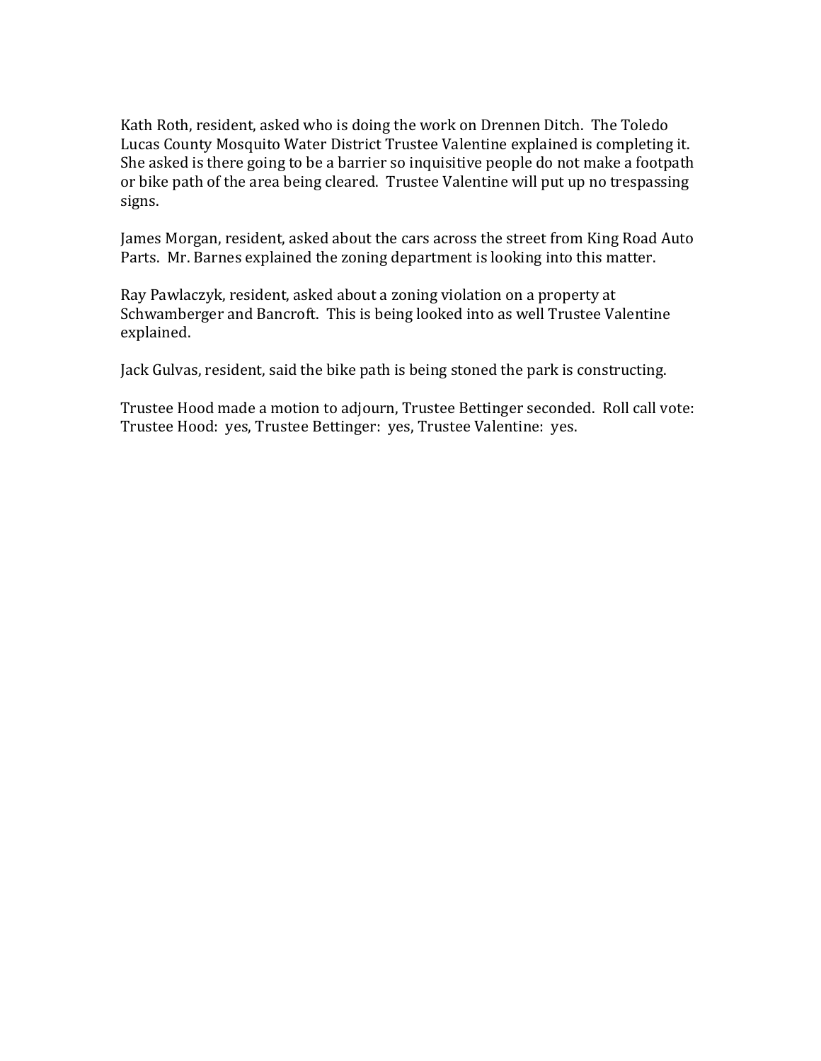Kath Roth, resident, asked who is doing the work on Drennen Ditch. The Toledo Lucas County Mosquito Water District Trustee Valentine explained is completing it. She asked is there going to be a barrier so inquisitive people do not make a footpath or bike path of the area being cleared. Trustee Valentine will put up no trespassing signs.

James Morgan, resident, asked about the cars across the street from King Road Auto Parts. Mr. Barnes explained the zoning department is looking into this matter.

Ray Pawlaczyk, resident, asked about a zoning violation on a property at Schwamberger and Bancroft. This is being looked into as well Trustee Valentine explained.

Jack Gulvas, resident, said the bike path is being stoned the park is constructing.

Trustee Hood made a motion to adjourn, Trustee Bettinger seconded. Roll call vote: Trustee Hood: yes, Trustee Bettinger: yes, Trustee Valentine: yes.